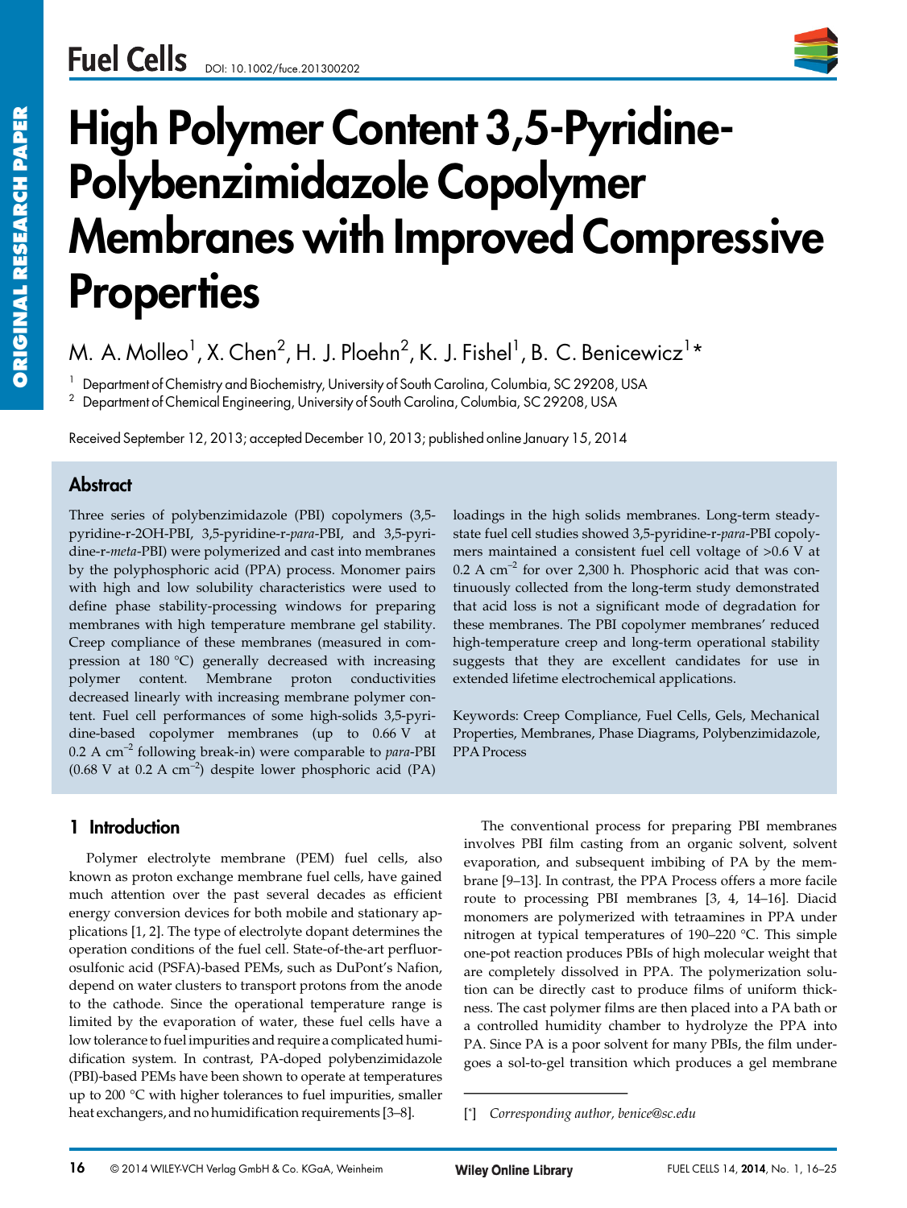# High Polymer Content 3,5-Pyridine-Polybenzimidazole Copolymer Membranes with Improved Compressive Properties

M. A. Molleo[1], X. Chen[2], H. J. Ploehn[2], K. J. Fishel[1], B. C. Benicewicz[1]*

[1] Department of Chemistry and Biochemistry, University of South Carolina, Columbia, SC 29208, USA

[2] Department of Chemical Engineering, University of South Carolina, Columbia, SC 29208, USA

Received September 12, 2013; accepted December 10, 2013; published online January 15, 2014

## Abstract

Three series of polybenzimidazole (PBI) copolymers (3,5-pyridine-r-2OH-PBI, 3,5-pyridine-r-*para*-PBI, and 3,5-pyridine-r-*meta*-PBI) were polymerized and cast into membranes by the polyphosphoric acid (PPA) process. Monomer pairs with high and low solubility characteristics were used to define phase stability-processing windows for preparing membranes with high temperature membrane gel stability. Creep compliance of these membranes (measured in compression at 180 °C) generally decreased with increasing polymer content. Membrane proton conductivities decreased linearly with increasing membrane polymer content. Fuel cell performances of some high-solids 3,5-pyridine-based copolymer membranes (up to 0.66 V at 0.2 A $cm^{-2}$ following break-in) were comparable to *para*-PBI (0.68 V at 0.2 A $cm^{-2}$) despite lower phosphoric acid (PA) loadings in the high solids membranes. Long-term steady-state fuel cell studies showed 3,5-pyridine-r-*para*-PBI copolymers maintained a consistent fuel cell voltage of >0.6 V at 0.2 A $cm^{-2}$ for over 2,300 h. Phosphoric acid that was continuously collected from the long-term study demonstrated that acid loss is not a significant mode of degradation for these membranes. The PBI copolymer membranes' reduced high-temperature creep and long-term operational stability suggests that they are excellent candidates for use in extended lifetime electrochemical applications.

Keywords: Creep Compliance, Fuel Cells, Gels, Mechanical Properties, Membranes, Phase Diagrams, Polybenzimidazole, PPA Process

## 1 Introduction

Polymer electrolyte membrane (PEM) fuel cells, also known as proton exchange membrane fuel cells, have gained much attention over the past several decades as efficient energy conversion devices for both mobile and stationary applications [1, 2]. The type of electrolyte dopant determines the operation conditions of the fuel cell. State-of-the-art perfluorosulfonic acid (PSFA)-based PEMs, such as DuPont's Nafion, depend on water clusters to transport protons from the anode to the cathode. Since the operational temperature range is limited by the evaporation of water, these fuel cells have a low tolerance to fuel impurities and require a complicated humidification system. In contrast, PA-doped polybenzimidazole (PBI)-based PEMs have been shown to operate at temperatures up to 200 °C with higher tolerances to fuel impurities, smaller heat exchangers, and no humidification requirements [3–8].

The conventional process for preparing PBI membranes involves PBI film casting from an organic solvent, solvent evaporation, and subsequent imbibing of PA by the membrane [9–13]. In contrast, the PPA Process offers a more facile route to processing PBI membranes [3, 4, 14–16]. Diacid monomers are polymerized with tetraamines in PPA under nitrogen at typical temperatures of 190–220 °C. This simple one-pot reaction produces PBIs of high molecular weight that are completely dissolved in PPA. The polymerization solution can be directly cast to produce films of uniform thickness. The cast polymer films are then placed into a PA bath or a controlled humidity chamber to hydrolyze the PPA into PA. Since PA is a poor solvent for many PBIs, the film undergoes a sol-to-gel transition which produces a gel membrane

[*] *Corresponding author, benice@sc.edu*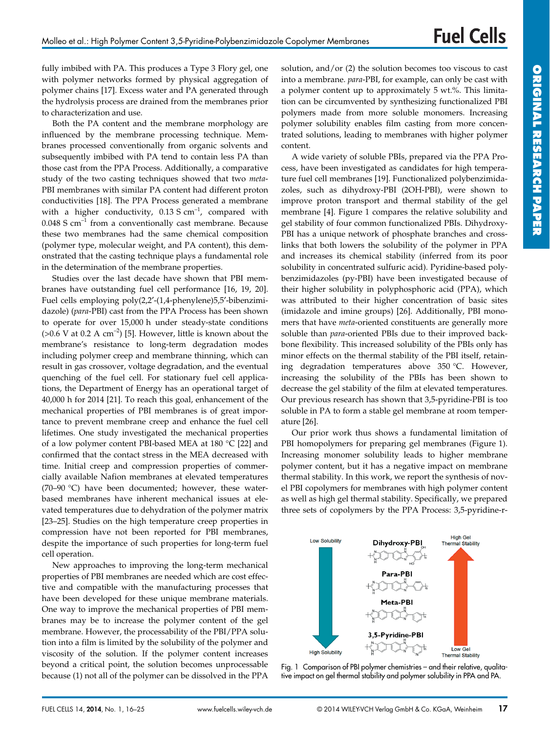fully imbibed with PA. This produces a Type 3 Flory gel, one with polymer networks formed by physical aggregation of polymer chains [17]. Excess water and PA generated through the hydrolysis process are drained from the membranes prior to characterization and use.

Both the PA content and the membrane morphology are influenced by the membrane processing technique. Membranes processed conventionally from organic solvents and subsequently imbibed with PA tend to contain less PA than those cast from the PPA Process. Additionally, a comparative study of the two casting techniques showed that two *meta*-PBI membranes with similar PA content had different proton conductivities [18]. The PPA Process generated a membrane with a higher conductivity, 0.13 S $cm^{-1}$, compared with 0.048 S $cm^{-1}$ from a conventionally cast membrane. Because these two membranes had the same chemical composition (polymer type, molecular weight, and PA content), this demonstrated that the casting technique plays a fundamental role in the determination of the membrane properties.

Studies over the last decade have shown that PBI membranes have outstanding fuel cell performance [16, 19, 20]. Fuel cells employing poly(2,2′-(1,4-phenylene)5,5′-bibenzimidazole) (*para*-PBI) cast from the PPA Process has been shown to operate for over 15,000 h under steady-state conditions (>0.6 V at 0.2 A $cm^{-2}$) [5]. However, little is known about the membrane's resistance to long-term degradation modes including polymer creep and membrane thinning, which can result in gas crossover, voltage degradation, and the eventual quenching of the fuel cell. For stationary fuel cell applications, the Department of Energy has an operational target of 40,000 h for 2014 [21]. To reach this goal, enhancement of the mechanical properties of PBI membranes is of great importance to prevent membrane creep and enhance the fuel cell lifetimes. One study investigated the mechanical properties of a low polymer content PBI-based MEA at 180 °C [22] and confirmed that the contact stress in the MEA decreased with time. Initial creep and compression properties of commercially available Nafion membranes at elevated temperatures (70–90 °C) have been documented; however, these water-based membranes have inherent mechanical issues at elevated temperatures due to dehydration of the polymer matrix [23–25]. Studies on the high temperature creep properties in compression have not been reported for PBI membranes, despite the importance of such properties for long-term fuel cell operation.

New approaches to improving the long-term mechanical properties of PBI membranes are needed which are cost effective and compatible with the manufacturing processes that have been developed for these unique membrane materials. One way to improve the mechanical properties of PBI membranes may be to increase the polymer content of the gel membrane. However, the processability of the PBI/PPA solution into a film is limited by the solubility of the polymer and viscosity of the solution. If the polymer content increases beyond a critical point, the solution becomes unprocessable because (1) not all of the polymer can be dissolved in the PPA solution, and/or (2) the solution becomes too viscous to cast into a membrane. *para*-PBI, for example, can only be cast with a polymer content up to approximately 5 wt.%. This limitation can be circumvented by synthesizing functionalized PBI polymers made from more soluble monomers. Increasing polymer solubility enables film casting from more concentrated solutions, leading to membranes with higher polymer content.

A wide variety of soluble PBIs, prepared via the PPA Process, have been investigated as candidates for high temperature fuel cell membranes [19]. Functionalized polybenzimidazoles, such as dihydroxy-PBI (2OH-PBI), were shown to improve proton transport and thermal stability of the gel membrane [4]. Figure 1 compares the relative solubility and gel stability of four common functionalized PBIs. Dihydroxy-PBI has a unique network of phosphate branches and crosslinks that both lowers the solubility of the polymer in PPA and increases its chemical stability (inferred from its poor solubility in concentrated sulfuric acid). Pyridine-based polybenzimidazoles (py-PBI) have been investigated because of their higher solubility in polyphosphoric acid (PPA), which was attributed to their higher concentration of basic sites (imidazole and imine groups) [26]. Additionally, PBI monomers that have *meta*-oriented constituents are generally more soluble than *para*-oriented PBIs due to their improved backbone flexibility. This increased solubility of the PBIs only has minor effects on the thermal stability of the PBI itself, retaining degradation temperatures above 350 °C. However, increasing the solubility of the PBIs has been shown to decrease the gel stability of the film at elevated temperatures. Our previous research has shown that 3,5-pyridine-PBI is too soluble in PA to form a stable gel membrane at room temperature [26].

Our prior work thus shows a fundamental limitation of PBI homopolymers for preparing gel membranes (Figure 1). Increasing monomer solubility leads to higher membrane polymer content, but it has a negative impact on membrane thermal stability. In this work, we report the synthesis of novel PBI copolymers for membranes with high polymer content as well as high gel thermal stability. Specifically, we prepared three sets of copolymers by the PPA Process: 3,5-pyridine-r-

Fig. 1 Comparison of PBI polymer chemistries – and their relative, qualitative impact on gel thermal stability and polymer solubility in PPA and PA.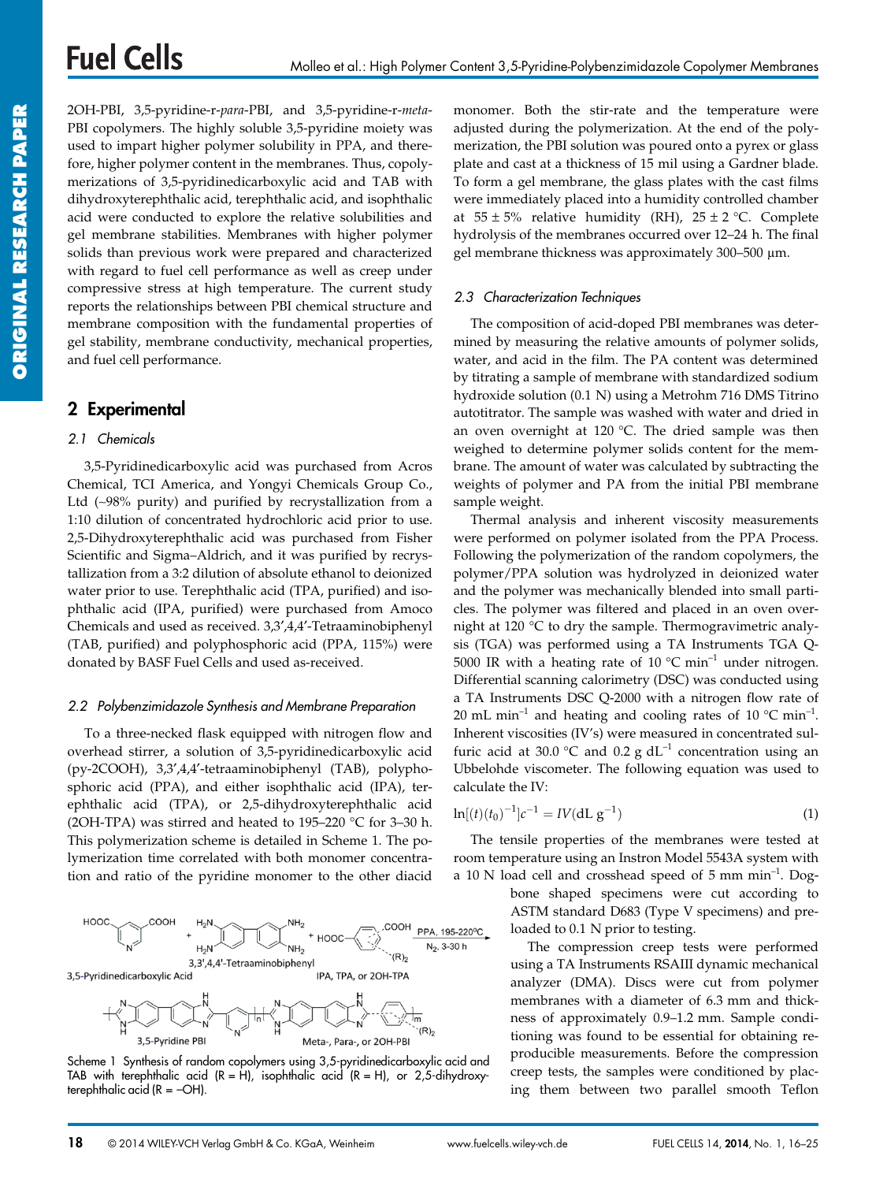2OH-PBI, 3,5-pyridine-r-*para*-PBI, and 3,5-pyridine-r-*meta*-PBI copolymers. The highly soluble 3,5-pyridine moiety was used to impart higher polymer solubility in PPA, and therefore, higher polymer content in the membranes. Thus, copolymerizations of 3,5-pyridinedicarboxylic acid and TAB with dihydroxyterephthalic acid, terephthalic acid, and isophthalic acid were conducted to explore the relative solubilities and gel membrane stabilities. Membranes with higher polymer solids than previous work were prepared and characterized with regard to fuel cell performance as well as creep under compressive stress at high temperature. The current study reports the relationships between PBI chemical structure and membrane composition with the fundamental properties of gel stability, membrane conductivity, mechanical properties, and fuel cell performance.

## 2 Experimental

### 2.1 Chemicals

3,5-Pyridinedicarboxylic acid was purchased from Acros Chemical, TCI America, and Yongyi Chemicals Group Co., Ltd (~98% purity) and purified by recrystallization from a 1:10 dilution of concentrated hydrochloric acid prior to use. 2,5-Dihydroxyterephthalic acid was purchased from Fisher Scientific and Sigma–Aldrich, and it was purified by recrystallization from a 3:2 dilution of absolute ethanol to deionized water prior to use. Terephthalic acid (TPA, purified) and isophthalic acid (IPA, purified) were purchased from Amoco Chemicals and used as received. 3,3′,4,4′-Tetraaminobiphenyl (TAB, purified) and polyphosphoric acid (PPA, 115%) were donated by BASF Fuel Cells and used as-received.

### 2.2 Polybenzimidazole Synthesis and Membrane Preparation

To a three-necked flask equipped with nitrogen flow and overhead stirrer, a solution of 3,5-pyridinedicarboxylic acid (py-2COOH), 3,3′,4,4′-tetraaminobiphenyl (TAB), polyphosphoric acid (PPA), and either isophthalic acid (IPA), terephthalic acid (TPA), or 2,5-dihydroxyterephthalic acid (2OH-TPA) was stirred and heated to 195–220 °C for 3–30 h. This polymerization scheme is detailed in Scheme 1. The polymerization time correlated with both monomer concentration and ratio of the pyridine monomer to the other diacid monomer. Both the stir-rate and the temperature were adjusted during the polymerization. At the end of the polymerization, the PBI solution was poured onto a pyrex or glass plate and cast at a thickness of 15 mil using a Gardner blade. To form a gel membrane, the glass plates with the cast films were immediately placed into a humidity controlled chamber at 55 ± 5% relative humidity (RH), 25 ± 2 °C. Complete hydrolysis of the membranes occurred over 12–24 h. The final gel membrane thickness was approximately 300–500 μm.

Scheme 1 Synthesis of random copolymers using 3,5-pyridinedicarboxylic acid and TAB with terephthalic acid (R = H), isophthalic acid (R = H), or 2,5-dihydroxyterephthalic acid (R = –OH).

### 2.3 Characterization Techniques

The composition of acid-doped PBI membranes was determined by measuring the relative amounts of polymer solids, water, and acid in the film. The PA content was determined by titrating a sample of membrane with standardized sodium hydroxide solution (0.1 N) using a Metrohm 716 DMS Titrino autotitrator. The sample was washed with water and dried in an oven overnight at 120 °C. The dried sample was then weighed to determine polymer solids content for the membrane. The amount of water was calculated by subtracting the weights of polymer and PA from the initial PBI membrane sample weight.

Thermal analysis and inherent viscosity measurements were performed on polymer isolated from the PPA Process. Following the polymerization of the random copolymers, the polymer/PPA solution was hydrolyzed in deionized water and the polymer was mechanically blended into small particles. The polymer was filtered and placed in an oven overnight at 120 °C to dry the sample. Thermogravimetric analysis (TGA) was performed using a TA Instruments TGA Q-5000 IR with a heating rate of 10 °C min$^{-1}$ under nitrogen. Differential scanning calorimetry (DSC) was conducted using a TA Instruments DSC Q-2000 with a nitrogen flow rate of 20 mL min$^{-1}$ and heating and cooling rates of 10 °C min$^{-1}$. Inherent viscosities (IV's) were measured in concentrated sulfuric acid at 30.0 °C and 0.2 g dL$^{-1}$ concentration using an Ubbelohde viscometer. The following equation was used to calculate the IV:

$$\ln[(t)(t_0)^{-1}]c^{-1} = IV(\text{dL g}^{-1}) \tag{1}$$

The tensile properties of the membranes were tested at room temperature using an Instron Model 5543A system with a 10 N load cell and crosshead speed of 5 mm min$^{-1}$. Dog-bone shaped specimens were cut according to ASTM standard D683 (Type V specimens) and pre-loaded to 0.1 N prior to testing.

The compression creep tests were performed using a TA Instruments RSAIII dynamic mechanical analyzer (DMA). Discs were cut from polymer membranes with a diameter of 6.3 mm and thickness of approximately 0.9–1.2 mm. Sample conditioning was found to be essential for obtaining reproducible measurements. Before the compression creep tests, the samples were conditioned by placing them between two parallel smooth Teflon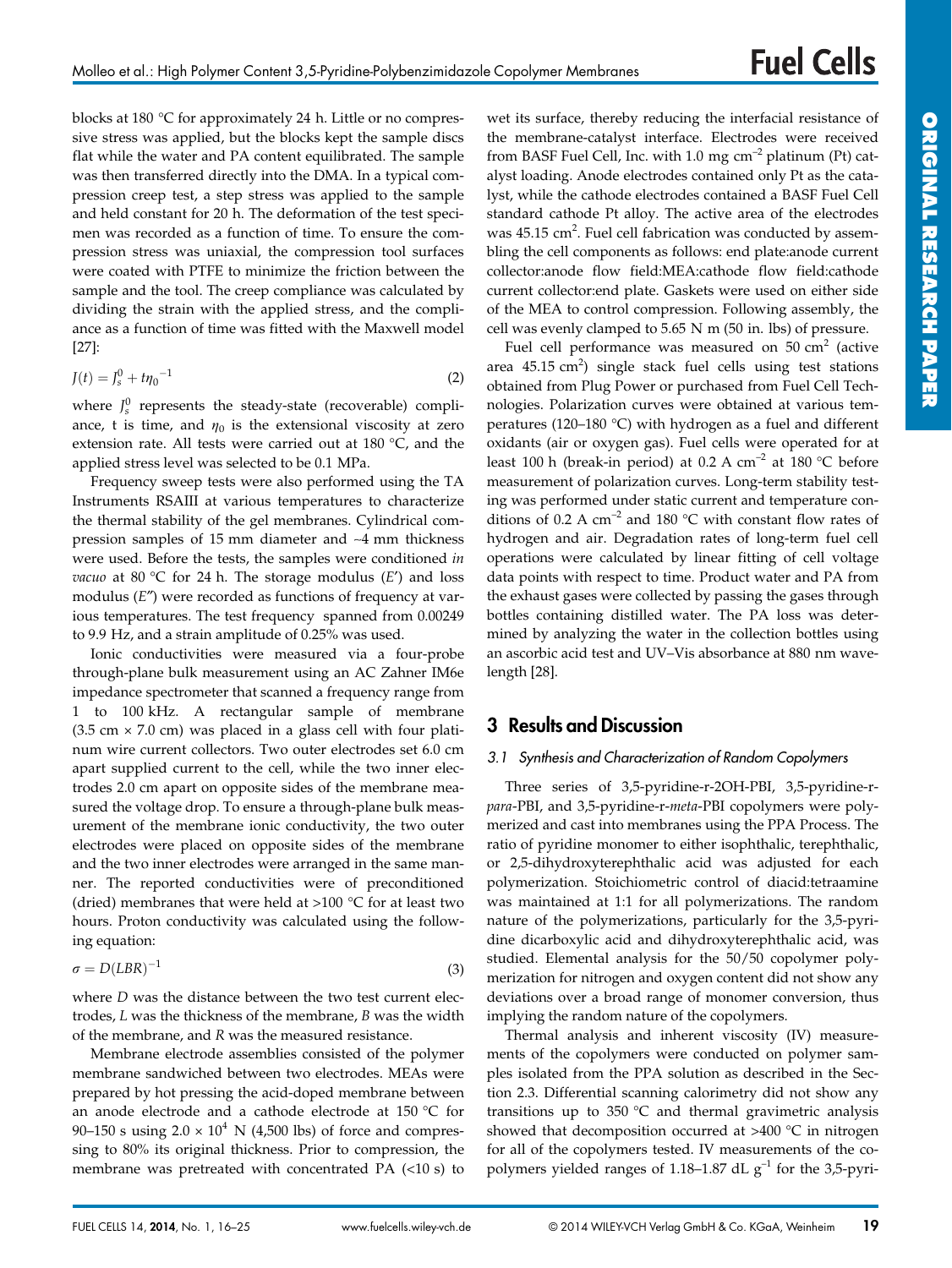blocks at 180 °C for approximately 24 h. Little or no compressive stress was applied, but the blocks kept the sample discs flat while the water and PA content equilibrated. The sample was then transferred directly into the DMA. In a typical compression creep test, a step stress was applied to the sample and held constant for 20 h. The deformation of the test specimen was recorded as a function of time. To ensure the compression stress was uniaxial, the compression tool surfaces were coated with PTFE to minimize the friction between the sample and the tool. The creep compliance was calculated by dividing the strain with the applied stress, and the compliance as a function of time was fitted with the Maxwell model [27]:

$$J(t) = J_s^0 + t\eta_0^{-1} \tag{2}$$

where $J_s^0$ represents the steady-state (recoverable) compliance, t is time, and $\eta_0$ is the extensional viscosity at zero extension rate. All tests were carried out at 180 °C, and the applied stress level was selected to be 0.1 MPa.

Frequency sweep tests were also performed using the TA Instruments RSAIII at various temperatures to characterize the thermal stability of the gel membranes. Cylindrical compression samples of 15 mm diameter and ~4 mm thickness were used. Before the tests, the samples were conditioned *in vacuo* at 80 °C for 24 h. The storage modulus ($E'$) and loss modulus ($E''$) were recorded as functions of frequency at various temperatures. The test frequency spanned from 0.00249 to 9.9 Hz, and a strain amplitude of 0.25% was used.

Ionic conductivities were measured via a four-probe through-plane bulk measurement using an AC Zahner IM6e impedance spectrometer that scanned a frequency range from 1 to 100 kHz. A rectangular sample of membrane (3.5 cm × 7.0 cm) was placed in a glass cell with four platinum wire current collectors. Two outer electrodes set 6.0 cm apart supplied current to the cell, while the two inner electrodes 2.0 cm apart on opposite sides of the membrane measured the voltage drop. To ensure a through-plane bulk measurement of the membrane ionic conductivity, the two outer electrodes were placed on opposite sides of the membrane and the two inner electrodes were arranged in the same manner. The reported conductivities were of preconditioned (dried) membranes that were held at >100 °C for at least two hours. Proton conductivity was calculated using the following equation:

$$\sigma = D(LBR)^{-1} \tag{3}$$

where $D$ was the distance between the two test current electrodes, $L$ was the thickness of the membrane, $B$ was the width of the membrane, and $R$ was the measured resistance.

Membrane electrode assemblies consisted of the polymer membrane sandwiched between two electrodes. MEAs were prepared by hot pressing the acid-doped membrane between an anode electrode and a cathode electrode at 150 °C for 90–150 s using $2.0 \times 10^4$ N (4,500 lbs) of force and compressing to 80% its original thickness. Prior to compression, the membrane was pretreated with concentrated PA (<10 s) to wet its surface, thereby reducing the interfacial resistance of the membrane-catalyst interface. Electrodes were received from BASF Fuel Cell, Inc. with 1.0 mg cm$^{-2}$ platinum (Pt) catalyst loading. Anode electrodes contained only Pt as the catalyst, while the cathode electrodes contained a BASF Fuel Cell standard cathode Pt alloy. The active area of the electrodes was 45.15 cm$^2$. Fuel cell fabrication was conducted by assembling the cell components as follows: end plate:anode current collector:anode flow field:MEA:cathode flow field:cathode current collector:end plate. Gaskets were used on either side of the MEA to control compression. Following assembly, the cell was evenly clamped to 5.65 N m (50 in. lbs) of pressure.

Fuel cell performance was measured on 50 cm$^2$ (active area 45.15 cm$^2$) single stack fuel cells using test stations obtained from Plug Power or purchased from Fuel Cell Technologies. Polarization curves were obtained at various temperatures (120–180 °C) with hydrogen as a fuel and different oxidants (air or oxygen gas). Fuel cells were operated for at least 100 h (break-in period) at 0.2 A cm$^{-2}$ at 180 °C before measurement of polarization curves. Long-term stability testing was performed under static current and temperature conditions of 0.2 A cm$^{-2}$ and 180 °C with constant flow rates of hydrogen and air. Degradation rates of long-term fuel cell operations were calculated by linear fitting of cell voltage data points with respect to time. Product water and PA from the exhaust gases were collected by passing the gases through bottles containing distilled water. The PA loss was determined by analyzing the water in the collection bottles using an ascorbic acid test and UV–Vis absorbance at 880 nm wavelength [28].

## 3 Results and Discussion

### 3.1 Synthesis and Characterization of Random Copolymers

Three series of 3,5-pyridine-r-2OH-PBI, 3,5-pyridine-r-*para*-PBI, and 3,5-pyridine-r-*meta*-PBI copolymers were polymerized and cast into membranes using the PPA Process. The ratio of pyridine monomer to either isophthalic, terephthalic, or 2,5-dihydroxyterephthalic acid was adjusted for each polymerization. Stoichiometric control of diacid:tetraamine was maintained at 1:1 for all polymerizations. The random nature of the polymerizations, particularly for the 3,5-pyridine dicarboxylic acid and dihydroxyterephthalic acid, was studied. Elemental analysis for the 50/50 copolymer polymerization for nitrogen and oxygen content did not show any deviations over a broad range of monomer conversion, thus implying the random nature of the copolymers.

Thermal analysis and inherent viscosity (IV) measurements of the copolymers were conducted on polymer samples isolated from the PPA solution as described in the Section 2.3. Differential scanning calorimetry did not show any transitions up to 350 °C and thermal gravimetric analysis showed that decomposition occurred at >400 °C in nitrogen for all of the copolymers tested. IV measurements of the copolymers yielded ranges of 1.18–1.87 dL g$^{-1}$ for the 3,5-pyri-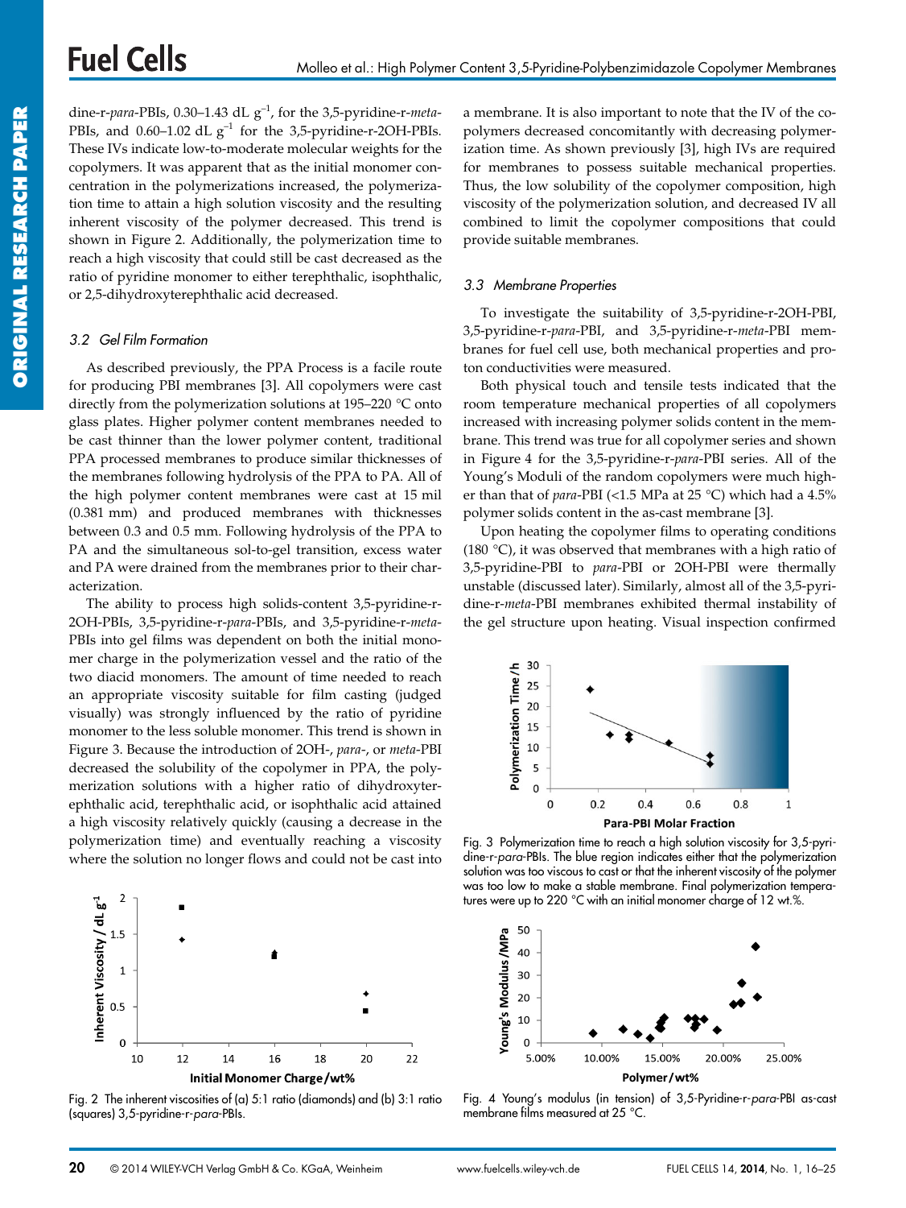dine-r-*para*-PBIs, 0.30–1.43 dL $g^{-1}$, for the 3,5-pyridine-r-*meta*-PBIs, and 0.60–1.02 dL $g^{-1}$ for the 3,5-pyridine-r-2OH-PBIs. These IVs indicate low-to-moderate molecular weights for the copolymers. It was apparent that as the initial monomer concentration in the polymerizations increased, the polymerization time to attain a high solution viscosity and the resulting inherent viscosity of the polymer decreased. This trend is shown in Figure 2. Additionally, the polymerization time to reach a high viscosity that could still be cast decreased as the ratio of pyridine monomer to either terephthalic, isophthalic, or 2,5-dihydroxyterephthalic acid decreased.

### 3.2 Gel Film Formation

As described previously, the PPA Process is a facile route for producing PBI membranes [3]. All copolymers were cast directly from the polymerization solutions at 195–220 °C onto glass plates. Higher polymer content membranes needed to be cast thinner than the lower polymer content, traditional PPA processed membranes to produce similar thicknesses of the membranes following hydrolysis of the PPA to PA. All of the high polymer content membranes were cast at 15 mil (0.381 mm) and produced membranes with thicknesses between 0.3 and 0.5 mm. Following hydrolysis of the PPA to PA and the simultaneous sol-to-gel transition, excess water and PA were drained from the membranes prior to their characterization.

The ability to process high solids-content 3,5-pyridine-r-2OH-PBIs, 3,5-pyridine-r-*para*-PBIs, and 3,5-pyridine-r-*meta*-PBIs into gel films was dependent on both the initial monomer charge in the polymerization vessel and the ratio of the two diacid monomers. The amount of time needed to reach an appropriate viscosity suitable for film casting (judged visually) was strongly influenced by the ratio of pyridine monomer to the less soluble monomer. This trend is shown in Figure 3. Because the introduction of 2OH-, *para*-, or *meta*-PBI decreased the solubility of the copolymer in PPA, the polymerization solutions with a higher ratio of dihydroxyterephthalic acid, terephthalic acid, or isophthalic acid attained a high viscosity relatively quickly (causing a decrease in the polymerization time) and eventually reaching a viscosity where the solution no longer flows and could not be cast into a membrane. It is also important to note that the IV of the copolymers decreased concomitantly with decreasing polymerization time. As shown previously [3], high IVs are required for membranes to possess suitable mechanical properties. Thus, the low solubility of the copolymer composition, high viscosity of the polymerization solution, and decreased IV all combined to limit the copolymer compositions that could provide suitable membranes.

Fig. 2 The inherent viscosities of (a) 5:1 ratio (diamonds) and (b) 3:1 ratio (squares) 3,5-pyridine-r-*para*-PBIs.

### 3.3 Membrane Properties

To investigate the suitability of 3,5-pyridine-r-2OH-PBI, 3,5-pyridine-r-*para*-PBI, and 3,5-pyridine-r-*meta*-PBI membranes for fuel cell use, both mechanical properties and proton conductivities were measured.

Both physical touch and tensile tests indicated that the room temperature mechanical properties of all copolymers increased with increasing polymer solids content in the membrane. This trend was true for all copolymer series and shown in Figure 4 for the 3,5-pyridine-r-*para*-PBI series. All of the Young's Moduli of the random copolymers were much higher than that of *para*-PBI (<1.5 MPa at 25 °C) which had a 4.5% polymer solids content in the as-cast membrane [3].

Upon heating the copolymer films to operating conditions (180 °C), it was observed that membranes with a high ratio of 3,5-pyridine-PBI to *para*-PBI or 2OH-PBI were thermally unstable (discussed later). Similarly, almost all of the 3,5-pyridine-r-*meta*-PBI membranes exhibited thermal instability of the gel structure upon heating. Visual inspection confirmed

Fig. 3 Polymerization time to reach a high solution viscosity for 3,5-pyridine-r-*para*-PBIs. The blue region indicates either that the polymerization solution was too viscous to cast or that the inherent viscosity of the polymer was too low to make a stable membrane. Final polymerization temperatures were up to 220 °C with an initial monomer charge of 12 wt.%.

Fig. 4 Young's modulus (in tension) of 3,5-Pyridine-r-*para*-PBI as-cast membrane films measured at 25 °C.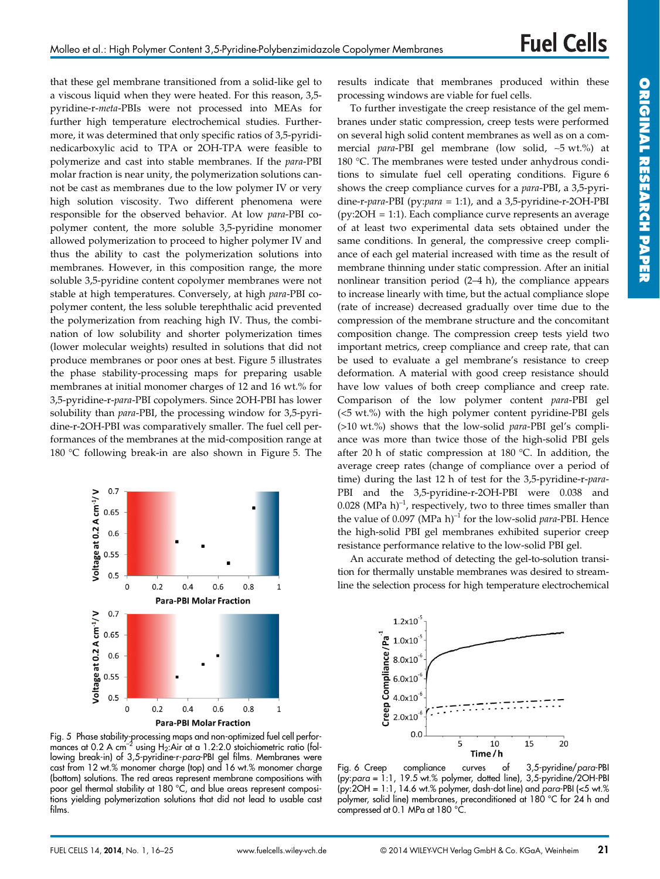that these gel membrane transitioned from a solid-like gel to a viscous liquid when they were heated. For this reason, 3,5-pyridine-r-*meta*-PBIs were not processed into MEAs for further high temperature electrochemical studies. Furthermore, it was determined that only specific ratios of 3,5-pyridinedicarboxylic acid to TPA or 2OH-TPA were feasible to polymerize and cast into stable membranes. If the *para*-PBI molar fraction is near unity, the polymerization solutions cannot be cast as membranes due to the low polymer IV or very high solution viscosity. Two different phenomena were responsible for the observed behavior. At low *para*-PBI copolymer content, the more soluble 3,5-pyridine monomer allowed polymerization to proceed to higher polymer IV and thus the ability to cast the polymerization solutions into membranes. However, in this composition range, the more soluble 3,5-pyridine content copolymer membranes were not stable at high temperatures. Conversely, at high *para*-PBI copolymer content, the less soluble terephthalic acid prevented the polymerization from reaching high IV. Thus, the combination of low solubility and shorter polymerization times (lower molecular weights) resulted in solutions that did not produce membranes or poor ones at best. Figure 5 illustrates the phase stability-processing maps for preparing usable membranes at initial monomer charges of 12 and 16 wt.% for 3,5-pyridine-r-*para*-PBI copolymers. Since 2OH-PBI has lower solubility than *para*-PBI, the processing window for 3,5-pyridine-r-2OH-PBI was comparatively smaller. The fuel cell performances of the membranes at the mid-composition range at 180 °C following break-in are also shown in Figure 5. The results indicate that membranes produced within these processing windows are viable for fuel cells.

Fig. 5 Phase stability-processing maps and non-optimized fuel cell performances at 0.2 A $cm^{-2}$ using $H_2$:Air at a 1.2:2.0 stoichiometric ratio (following break-in) of 3,5-pyridine-r-*para*-PBI gel films. Membranes were cast from 12 wt.% monomer charge (top) and 16 wt.% monomer charge (bottom) solutions. The red areas represent membrane compositions with poor gel thermal stability at 180 °C, and blue areas represent compositions yielding polymerization solutions that did not lead to usable cast films.

To further investigate the creep resistance of the gel membranes under static compression, creep tests were performed on several high solid content membranes as well as on a commercial *para*-PBI gel membrane (low solid, ~5 wt.%) at 180 °C. The membranes were tested under anhydrous conditions to simulate fuel cell operating conditions. Figure 6 shows the creep compliance curves for a *para*-PBI, a 3,5-pyridine-r-*para*-PBI (py:*para* = 1:1), and a 3,5-pyridine-r-2OH-PBI (py:2OH = 1:1). Each compliance curve represents an average of at least two experimental data sets obtained under the same conditions. In general, the compressive creep compliance of each gel material increased with time as the result of membrane thinning under static compression. After an initial nonlinear transition period (2–4 h), the compliance appears to increase linearly with time, but the actual compliance slope (rate of increase) decreased gradually over time due to the compression of the membrane structure and the concomitant composition change. The compression creep tests yield two important metrics, creep compliance and creep rate, that can be used to evaluate a gel membrane's resistance to creep deformation. A material with good creep resistance should have low values of both creep compliance and creep rate. Comparison of the low polymer content *para*-PBI gel (<5 wt.%) with the high polymer content pyridine-PBI gels (>10 wt.%) shows that the low-solid *para*-PBI gel's compliance was more than twice those of the high-solid PBI gels after 20 h of static compression at 180 °C. In addition, the average creep rates (change of compliance over a period of time) during the last 12 h of test for the 3,5-pyridine-r-*para*-PBI and the 3,5-pyridine-r-2OH-PBI were 0.038 and 0.028 $(MPa\ h)^{-1}$, respectively, two to three times smaller than the value of 0.097 $(MPa\ h)^{-1}$ for the low-solid *para*-PBI. Hence the high-solid PBI gel membranes exhibited superior creep resistance performance relative to the low-solid PBI gel.

An accurate method of detecting the gel-to-solution transition for thermally unstable membranes was desired to streamline the selection process for high temperature electrochemical

Fig. 6 Creep compliance curves of 3,5-pyridine/*para*-PBI (py:*para* = 1:1, 19.5 wt.% polymer, dotted line), 3,5-pyridine/2OH-PBI (py:2OH = 1:1, 14.6 wt.% polymer, dash-dot line) and *para*-PBI (<5 wt.% polymer, solid line) membranes, preconditioned at 180 °C for 24 h and compressed at 0.1 MPa at 180 °C.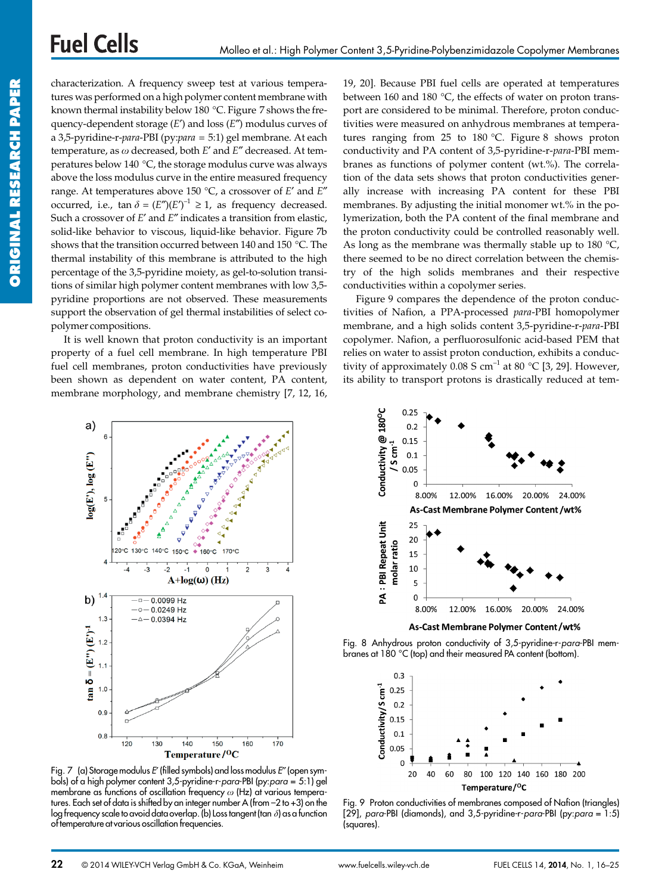characterization. A frequency sweep test at various temperatures was performed on a high polymer content membrane with known thermal instability below 180 °C. Figure 7 shows the frequency-dependent storage ($E'$) and loss ($E''$) modulus curves of a 3,5-pyridine-r-*para*-PBI (py:*para* = 5:1) gel membrane. At each temperature, as $\omega$ decreased, both $E'$ and $E''$ decreased. At temperatures below 140 °C, the storage modulus curve was always above the loss modulus curve in the entire measured frequency range. At temperatures above 150 °C, a crossover of $E'$ and $E''$ occurred, i.e., $\tan\delta = (E'')(E')^{-1} \geq 1$, as frequency decreased. Such a crossover of $E'$ and $E''$ indicates a transition from elastic, solid-like behavior to viscous, liquid-like behavior. Figure 7b shows that the transition occurred between 140 and 150 °C. The thermal instability of this membrane is attributed to the high percentage of the 3,5-pyridine moiety, as gel-to-solution transitions of similar high polymer content membranes with low 3,5-pyridine proportions are not observed. These measurements support the observation of gel thermal instabilities of select copolymer compositions.

It is well known that proton conductivity is an important property of a fuel cell membrane. In high temperature PBI fuel cell membranes, proton conductivities have previously been shown as dependent on water content, PA content, membrane morphology, and membrane chemistry [7, 12, 16, 19, 20]. Because PBI fuel cells are operated at temperatures between 160 and 180 °C, the effects of water on proton transport are considered to be minimal. Therefore, proton conductivities were measured on anhydrous membranes at temperatures ranging from 25 to 180 °C. Figure 8 shows proton conductivity and PA content of 3,5-pyridine-r-*para*-PBI membranes as functions of polymer content (wt.%). The correlation of the data sets shows that proton conductivities generally increase with increasing PA content for these PBI membranes. By adjusting the initial monomer wt.% in the polymerization, both the PA content of the final membrane and the proton conductivity could be controlled reasonably well. As long as the membrane was thermally stable up to 180 °C, there seemed to be no direct correlation between the chemistry of the high solids membranes and their respective conductivities within a copolymer series.

Figure 9 compares the dependence of the proton conductivities of Nafion, a PPA-processed *para*-PBI homopolymer membrane, and a high solids content 3,5-pyridine-r-*para*-PBI copolymer. Nafion, a perfluorosulfonic acid-based PEM that relies on water to assist proton conduction, exhibits a conductivity of approximately 0.08 S cm$^{-1}$ at 80 °C [3, 29]. However, its ability to transport protons is drastically reduced at tem-

Fig. 7 (a) Storage modulus $E'$ (filled symbols) and loss modulus $E''$ (open symbols) of a high polymer content 3,5-pyridine-r-*para*-PBI (py:*para* = 5:1) gel membrane as functions of oscillation frequency $\omega$ (Hz) at various temperatures. Each set of data is shifted by an integer number A (from −2 to +3) on the log frequency scale to avoid data overlap. (b) Loss tangent ($\tan\delta$) as a function of temperature at various oscillation frequencies.

Fig. 8 Anhydrous proton conductivity of 3,5-pyridine-r-*para*-PBI membranes at 180 °C (top) and their measured PA content (bottom).

Fig. 9 Proton conductivities of membranes composed of Nafion (triangles) [29], *para*-PBI (diamonds), and 3,5-pyridine-r-*para*-PBI (py:*para* = 1:5) (squares).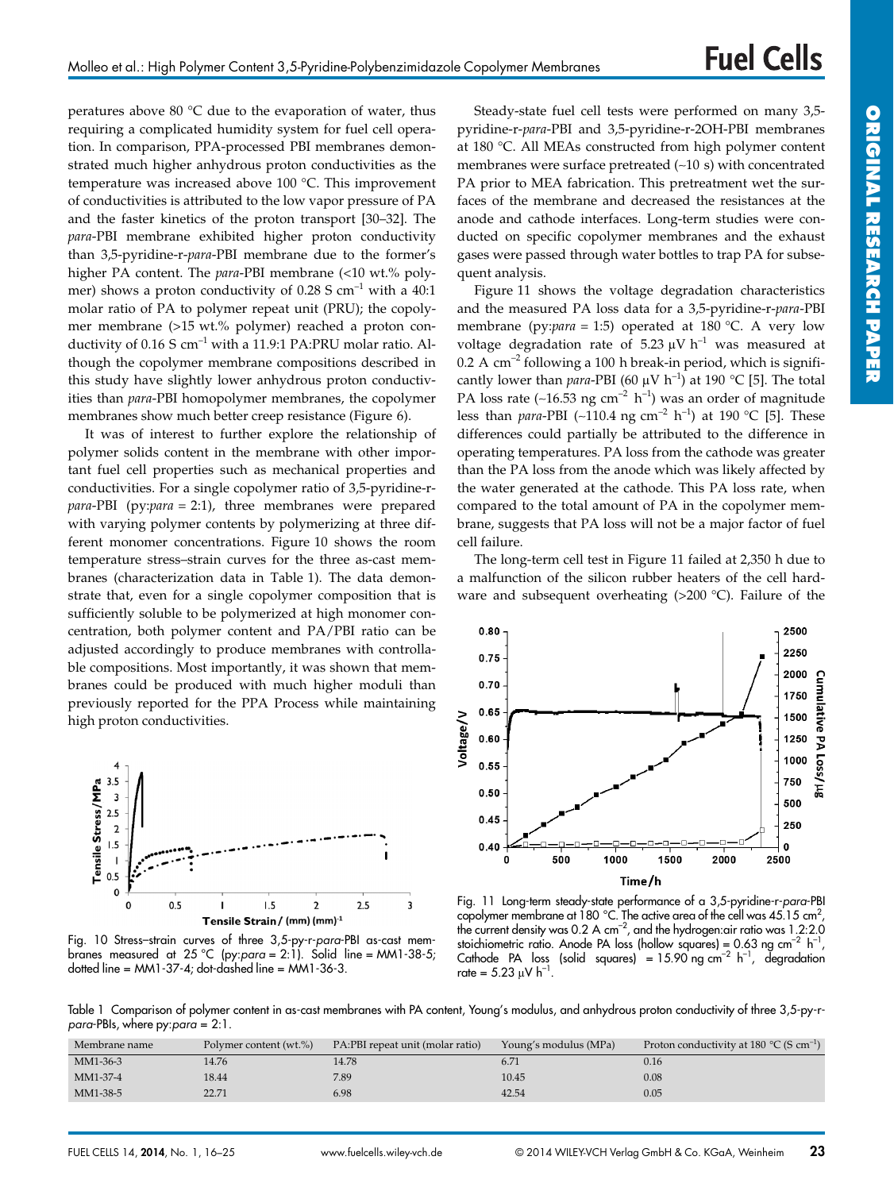peratures above 80 °C due to the evaporation of water, thus requiring a complicated humidity system for fuel cell operation. In comparison, PPA-processed PBI membranes demonstrated much higher anhydrous proton conductivities as the temperature was increased above 100 °C. This improvement of conductivities is attributed to the low vapor pressure of PA and the faster kinetics of the proton transport [30–32]. The *para*-PBI membrane exhibited higher proton conductivity than 3,5-pyridine-r-*para*-PBI membrane due to the former's higher PA content. The *para*-PBI membrane (<10 wt.% polymer) shows a proton conductivity of 0.28 S $cm^{-1}$ with a 40:1 molar ratio of PA to polymer repeat unit (PRU); the copolymer membrane (>15 wt.% polymer) reached a proton conductivity of 0.16 S $cm^{-1}$ with a 11.9:1 PA:PRU molar ratio. Although the copolymer membrane compositions described in this study have slightly lower anhydrous proton conductivities than *para*-PBI homopolymer membranes, the copolymer membranes show much better creep resistance (Figure 6).

It was of interest to further explore the relationship of polymer solids content in the membrane with other important fuel cell properties such as mechanical properties and conductivities. For a single copolymer ratio of 3,5-pyridine-r-*para*-PBI (py:*para* = 2:1), three membranes were prepared with varying polymer contents by polymerizing at three different monomer concentrations. Figure 10 shows the room temperature stress–strain curves for the three as-cast membranes (characterization data in Table 1). The data demonstrate that, even for a single copolymer composition that is sufficiently soluble to be polymerized at high monomer concentration, both polymer content and PA/PBI ratio can be adjusted accordingly to produce membranes with controllable compositions. Most importantly, it was shown that membranes could be produced with much higher moduli than previously reported for the PPA Process while maintaining high proton conductivities.

Fig. 10 Stress–strain curves of three 3,5-py-r-*para*-PBI as-cast membranes measured at 25 °C (py:*para* = 2:1). Solid line = MM1-38-5; dotted line = MM1-37-4; dot-dashed line = MM1-36-3.

Steady-state fuel cell tests were performed on many 3,5-pyridine-r-*para*-PBI and 3,5-pyridine-r-2OH-PBI membranes at 180 °C. All MEAs constructed from high polymer content membranes were surface pretreated (~10 s) with concentrated PA prior to MEA fabrication. This pretreatment wet the surfaces of the membrane and decreased the resistances at the anode and cathode interfaces. Long-term studies were conducted on specific copolymer membranes and the exhaust gases were passed through water bottles to trap PA for subsequent analysis.

Figure 11 shows the voltage degradation characteristics and the measured PA loss data for a 3,5-pyridine-r-*para*-PBI membrane (py:*para* = 1:5) operated at 180 °C. A very low voltage degradation rate of 5.23 μV $h^{-1}$ was measured at 0.2 A $cm^{-2}$ following a 100 h break-in period, which is significantly lower than *para*-PBI (60 μV $h^{-1}$) at 190 °C [5]. The total PA loss rate (~16.53 ng $cm^{-2}$ $h^{-1}$) was an order of magnitude less than *para*-PBI (~110.4 ng $cm^{-2}$ $h^{-1}$) at 190 °C [5]. These differences could partially be attributed to the difference in operating temperatures. PA loss from the cathode was greater than the PA loss from the anode which was likely affected by the water generated at the cathode. This PA loss rate, when compared to the total amount of PA in the copolymer membrane, suggests that PA loss will not be a major factor of fuel cell failure.

The long-term cell test in Figure 11 failed at 2,350 h due to a malfunction of the silicon rubber heaters of the cell hardware and subsequent overheating (>200 °C). Failure of the

Fig. 11 Long-term steady-state performance of a 3,5-pyridine-r-*para*-PBI copolymer membrane at 180 °C. The active area of the cell was 45.15 $cm^2$, the current density was 0.2 A $cm^{-2}$, and the hydrogen:air ratio was 1.2:2.0 stoichiometric ratio. Anode PA loss (hollow squares) = 0.63 ng $cm^{-2}$ $h^{-1}$, Cathode PA loss (solid squares) = 15.90 ng $cm^{-2}$ $h^{-1}$, degradation rate = 5.23 μV $h^{-1}$.

Table 1 Comparison of polymer content in as-cast membranes with PA content, Young's modulus, and anhydrous proton conductivity of three 3,5-py-r-*para*-PBIs, where py:*para* = 2:1.

| Membrane name | Polymer content (wt.%) | PA:PBI repeat unit (molar ratio) | Young's modulus (MPa) | Proton conductivity at 180 °C (S $cm^{-1}$) |
|---|---|---|---|---|
| MM1-36-3 | 14.76 | 14.78 | 6.71 | 0.16 |
| MM1-37-4 | 18.44 | 7.89 | 10.45 | 0.08 |
| MM1-38-5 | 22.71 | 6.98 | 42.54 | 0.05 |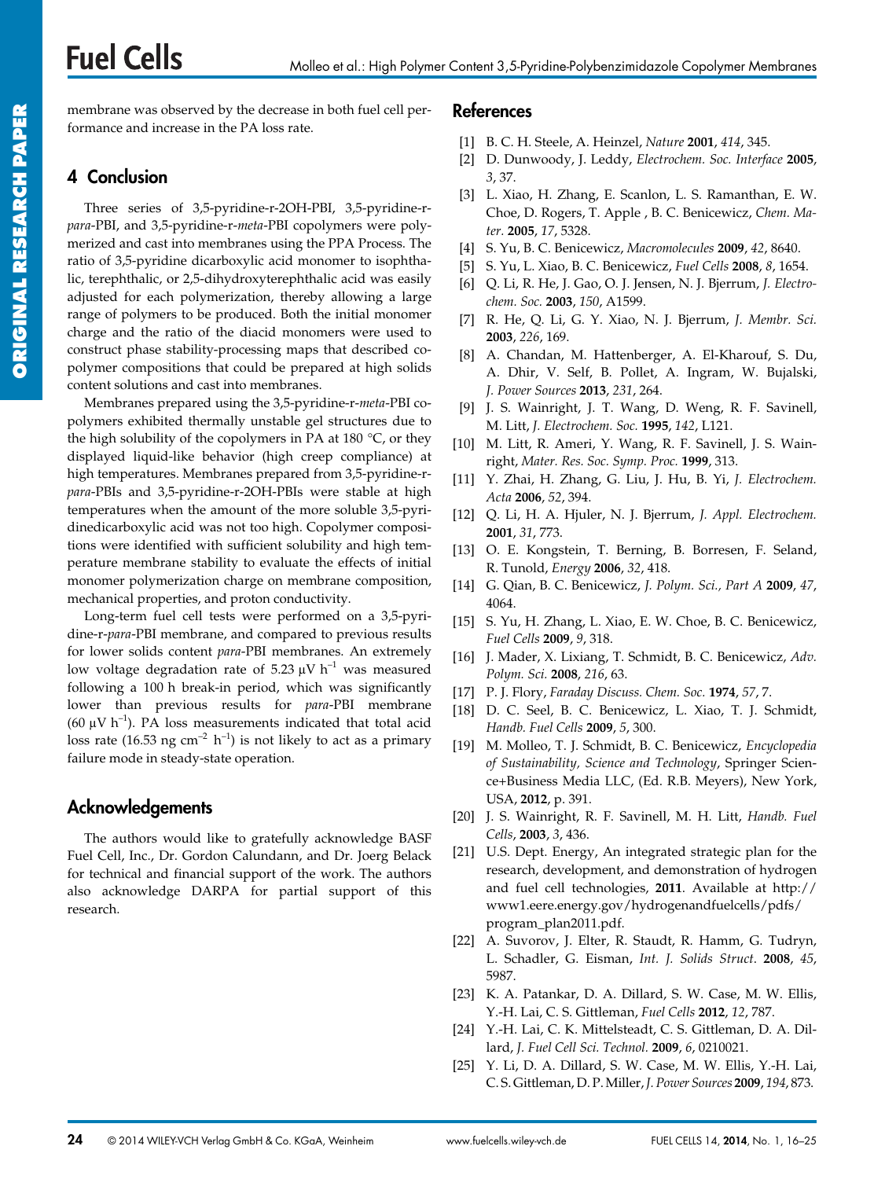membrane was observed by the decrease in both fuel cell performance and increase in the PA loss rate.

## 4 Conclusion

Three series of 3,5-pyridine-r-2OH-PBI, 3,5-pyridine-r-*para*-PBI, and 3,5-pyridine-r-*meta*-PBI copolymers were polymerized and cast into membranes using the PPA Process. The ratio of 3,5-pyridine dicarboxylic acid monomer to isophthalic, terephthalic, or 2,5-dihydroxyterephthalic acid was easily adjusted for each polymerization, thereby allowing a large range of polymers to be produced. Both the initial monomer charge and the ratio of the diacid monomers were used to construct phase stability-processing maps that described copolymer compositions that could be prepared at high solids content solutions and cast into membranes.

Membranes prepared using the 3,5-pyridine-r-*meta*-PBI copolymers exhibited thermally unstable gel structures due to the high solubility of the copolymers in PA at 180 °C, or they displayed liquid-like behavior (high creep compliance) at high temperatures. Membranes prepared from 3,5-pyridine-r-*para*-PBIs and 3,5-pyridine-r-2OH-PBIs were stable at high temperatures when the amount of the more soluble 3,5-pyridinedicarboxylic acid was not too high. Copolymer compositions were identified with sufficient solubility and high temperature membrane stability to evaluate the effects of initial monomer polymerization charge on membrane composition, mechanical properties, and proton conductivity.

Long-term fuel cell tests were performed on a 3,5-pyridine-r-*para*-PBI membrane, and compared to previous results for lower solids content *para*-PBI membranes. An extremely low voltage degradation rate of 5.23 $\mu V\ h^{-1}$ was measured following a 100 h break-in period, which was significantly lower than previous results for *para*-PBI membrane (60 $\mu V\ h^{-1}$). PA loss measurements indicated that total acid loss rate (16.53 ng $cm^{-2}\ h^{-1}$) is not likely to act as a primary failure mode in steady-state operation.

## Acknowledgements

The authors would like to gratefully acknowledge BASF Fuel Cell, Inc., Dr. Gordon Calundann, and Dr. Joerg Belack for technical and financial support of the work. The authors also acknowledge DARPA for partial support of this research.

## References

[1] B. C. H. Steele, A. Heinzel, *Nature* **2001**, *414*, 345.

[2] D. Dunwoody, J. Leddy, *Electrochem. Soc. Interface* **2005**, *3*, 37.

[3] L. Xiao, H. Zhang, E. Scanlon, L. S. Ramanthan, E. W. Choe, D. Rogers, T. Apple , B. C. Benicewicz, *Chem. Mater.* **2005**, *17*, 5328.

[4] S. Yu, B. C. Benicewicz, *Macromolecules* **2009**, *42*, 8640.

[5] S. Yu, L. Xiao, B. C. Benicewicz, *Fuel Cells* **2008**, *8*, 1654.

[6] Q. Li, R. He, J. Gao, O. J. Jensen, N. J. Bjerrum, *J. Electrochem. Soc.* **2003**, *150*, A1599.

[7] R. He, Q. Li, G. Y. Xiao, N. J. Bjerrum, *J. Membr. Sci.* **2003**, *226*, 169.

[8] A. Chandan, M. Hattenberger, A. El-Kharouf, S. Du, A. Dhir, V. Self, B. Pollet, A. Ingram, W. Bujalski, *J. Power Sources* **2013**, *231*, 264.

[9] J. S. Wainright, J. T. Wang, D. Weng, R. F. Savinell, M. Litt, *J. Electrochem. Soc.* **1995**, *142*, L121.

[10] M. Litt, R. Ameri, Y. Wang, R. F. Savinell, J. S. Wainright, *Mater. Res. Soc. Symp. Proc.* **1999**, 313.

[11] Y. Zhai, H. Zhang, G. Liu, J. Hu, B. Yi, *J. Electrochem. Acta* **2006**, *52*, 394.

[12] Q. Li, H. A. Hjuler, N. J. Bjerrum, *J. Appl. Electrochem.* **2001**, *31*, 773.

[13] O. E. Kongstein, T. Berning, B. Borresen, F. Seland, R. Tunold, *Energy* **2006**, *32*, 418.

[14] G. Qian, B. C. Benicewicz, *J. Polym. Sci., Part A* **2009**, *47*, 4064.

[15] S. Yu, H. Zhang, L. Xiao, E. W. Choe, B. C. Benicewicz, *Fuel Cells* **2009**, *9*, 318.

[16] J. Mader, X. Lixiang, T. Schmidt, B. C. Benicewicz, *Adv. Polym. Sci.* **2008**, *216*, 63.

[17] P. J. Flory, *Faraday Discuss. Chem. Soc.* **1974**, *57*, 7.

[18] D. C. Seel, B. C. Benicewicz, L. Xiao, T. J. Schmidt, *Handb. Fuel Cells* **2009**, *5*, 300.

[19] M. Molleo, T. J. Schmidt, B. C. Benicewicz, *Encyclopedia of Sustainability, Science and Technology*, Springer Science+Business Media LLC, (Ed. R.B. Meyers), New York, USA, **2012**, p. 391.

[20] J. S. Wainright, R. F. Savinell, M. H. Litt, *Handb. Fuel Cells*, **2003**, *3*, 436.

[21] U.S. Dept. Energy, An integrated strategic plan for the research, development, and demonstration of hydrogen and fuel cell technologies, **2011**. Available at http://www1.eere.energy.gov/hydrogenandfuelcells/pdfs/program_plan2011.pdf.

[22] A. Suvorov, J. Elter, R. Staudt, R. Hamm, G. Tudryn, L. Schadler, G. Eisman, *Int. J. Solids Struct.* **2008**, *45*, 5987.

[23] K. A. Patankar, D. A. Dillard, S. W. Case, M. W. Ellis, Y.-H. Lai, C. S. Gittleman, *Fuel Cells* **2012**, *12*, 787.

[24] Y.-H. Lai, C. K. Mittelsteadt, C. S. Gittleman, D. A. Dillard, *J. Fuel Cell Sci. Technol.* **2009**, *6*, 0210021.

[25] Y. Li, D. A. Dillard, S. W. Case, M. W. Ellis, Y.-H. Lai, C. S. Gittleman, D. P. Miller, *J. Power Sources* **2009**, *194*, 873.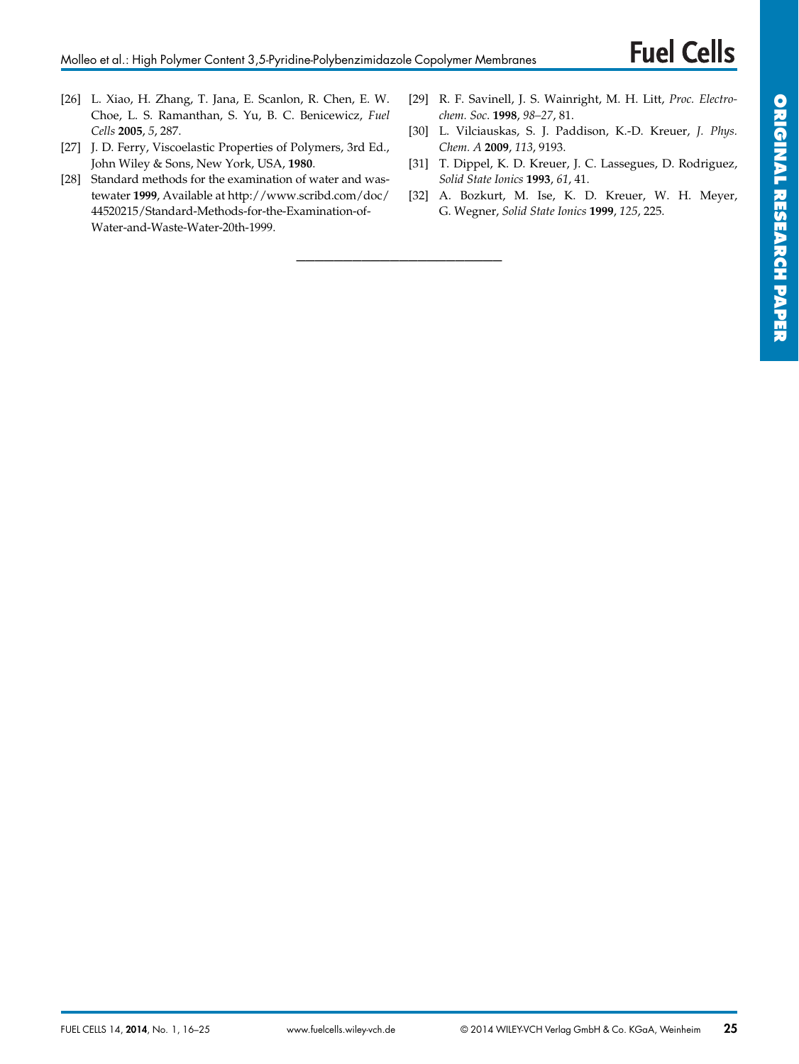[26] L. Xiao, H. Zhang, T. Jana, E. Scanlon, R. Chen, E. W. Choe, L. S. Ramanthan, S. Yu, B. C. Benicewicz, *Fuel Cells* **2005**, *5*, 287.

[27] J. D. Ferry, Viscoelastic Properties of Polymers, 3rd Ed., John Wiley & Sons, New York, USA, **1980**.

[28] Standard methods for the examination of water and wastewater **1999**, Available at http://www.scribd.com/doc/44520215/Standard-Methods-for-the-Examination-of-Water-and-Waste-Water-20th-1999.

[29] R. F. Savinell, J. S. Wainright, M. H. Litt, *Proc. Electrochem. Soc.* **1998**, *98–27*, 81.

[30] L. Vilciauskas, S. J. Paddison, K.-D. Kreuer, *J. Phys. Chem. A* **2009**, *113*, 9193.

[31] T. Dippel, K. D. Kreuer, J. C. Lassegues, D. Rodriguez, *Solid State Ionics* **1993**, *61*, 41.

[32] A. Bozkurt, M. Ise, K. D. Kreuer, W. H. Meyer, G. Wegner, *Solid State Ionics* **1999**, *125*, 225.

______________________